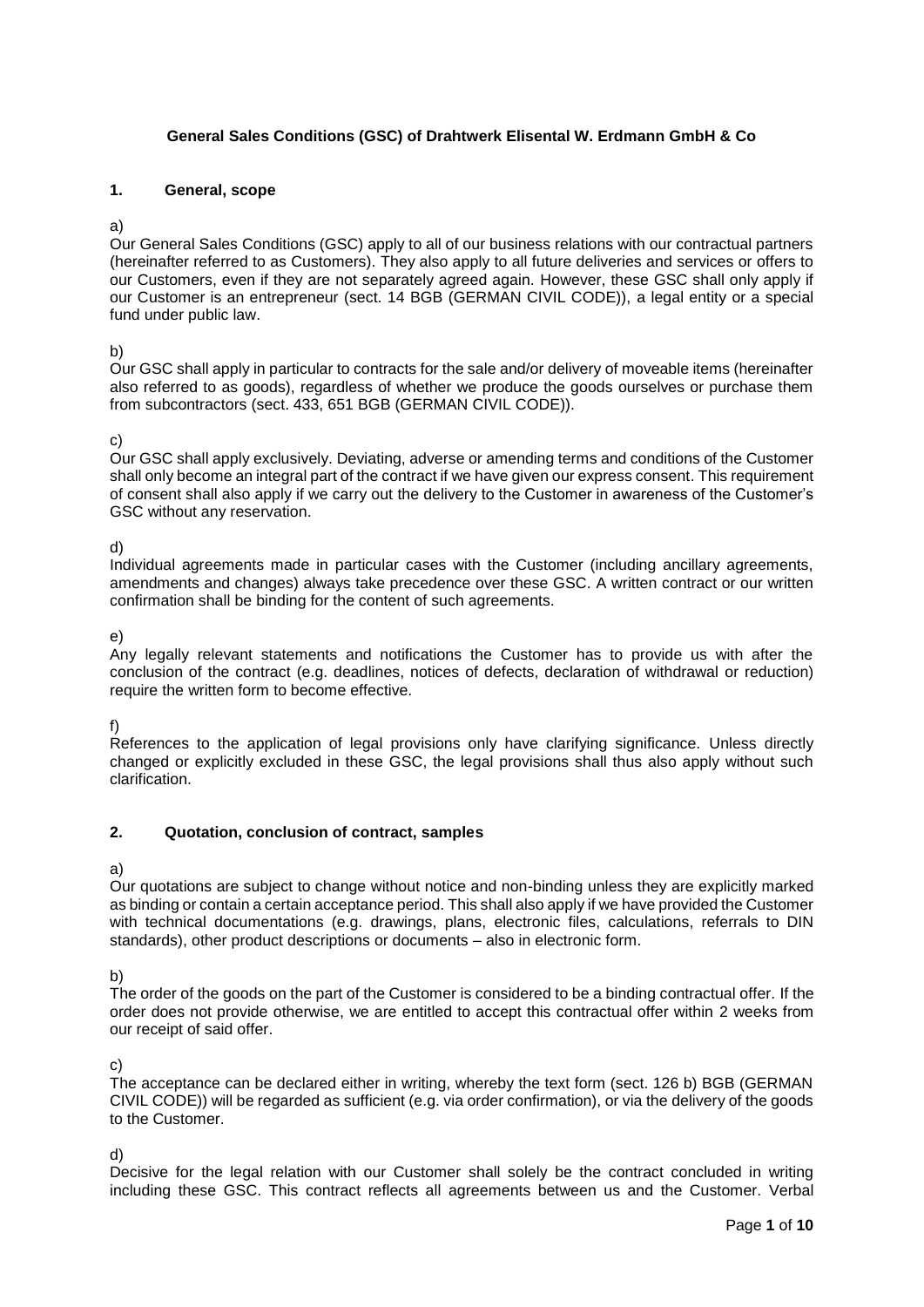**General Sales Conditions (GSC) of Drahtwerk Elisental W. Erdmann GmbH & Co**

## 1. General, scope

a)
Our General Sales Conditions (GSC) apply to all of our business relations with our contractual partners (hereinafter referred to as Customers). They also apply to all future deliveries and services or offers to our Customers, even if they are not separately agreed again. However, these GSC shall only apply if our Customer is an entrepreneur (sect. 14 BGB (GERMAN CIVIL CODE)), a legal entity or a special fund under public law.

b)
Our GSC shall apply in particular to contracts for the sale and/or delivery of moveable items (hereinafter also referred to as goods), regardless of whether we produce the goods ourselves or purchase them from subcontractors (sect. 433, 651 BGB (GERMAN CIVIL CODE)).

c)
Our GSC shall apply exclusively. Deviating, adverse or amending terms and conditions of the Customer shall only become an integral part of the contract if we have given our express consent. This requirement of consent shall also apply if we carry out the delivery to the Customer in awareness of the Customer's GSC without any reservation.

d)
Individual agreements made in particular cases with the Customer (including ancillary agreements, amendments and changes) always take precedence over these GSC. A written contract or our written confirmation shall be binding for the content of such agreements.

e)
Any legally relevant statements and notifications the Customer has to provide us with after the conclusion of the contract (e.g. deadlines, notices of defects, declaration of withdrawal or reduction) require the written form to become effective.

f)
References to the application of legal provisions only have clarifying significance. Unless directly changed or explicitly excluded in these GSC, the legal provisions shall thus also apply without such clarification.

## 2. Quotation, conclusion of contract, samples

a)
Our quotations are subject to change without notice and non-binding unless they are explicitly marked as binding or contain a certain acceptance period. This shall also apply if we have provided the Customer with technical documentations (e.g. drawings, plans, electronic files, calculations, referrals to DIN standards), other product descriptions or documents – also in electronic form.

b)
The order of the goods on the part of the Customer is considered to be a binding contractual offer. If the order does not provide otherwise, we are entitled to accept this contractual offer within 2 weeks from our receipt of said offer.

c)
The acceptance can be declared either in writing, whereby the text form (sect. 126 b) BGB (GERMAN CIVIL CODE)) will be regarded as sufficient (e.g. via order confirmation), or via the delivery of the goods to the Customer.

d)
Decisive for the legal relation with our Customer shall solely be the contract concluded in writing including these GSC. This contract reflects all agreements between us and the Customer. Verbal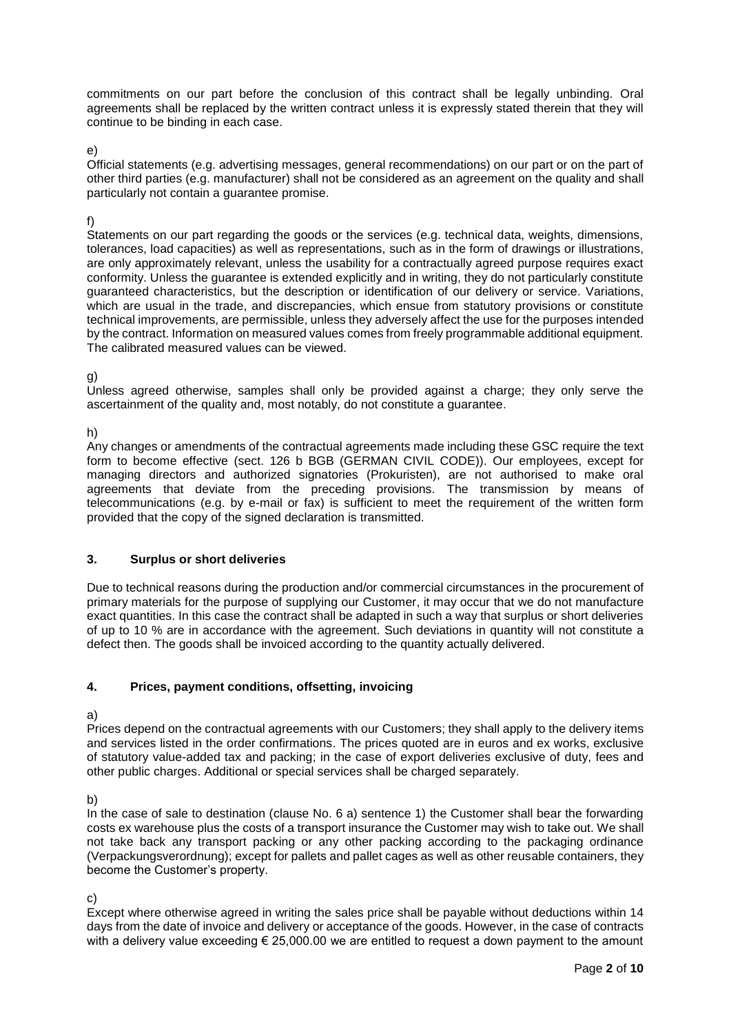commitments on our part before the conclusion of this contract shall be legally unbinding. Oral agreements shall be replaced by the written contract unless it is expressly stated therein that they will continue to be binding in each case.

e)
Official statements (e.g. advertising messages, general recommendations) on our part or on the part of other third parties (e.g. manufacturer) shall not be considered as an agreement on the quality and shall particularly not contain a guarantee promise.

f)
Statements on our part regarding the goods or the services (e.g. technical data, weights, dimensions, tolerances, load capacities) as well as representations, such as in the form of drawings or illustrations, are only approximately relevant, unless the usability for a contractually agreed purpose requires exact conformity. Unless the guarantee is extended explicitly and in writing, they do not particularly constitute guaranteed characteristics, but the description or identification of our delivery or service. Variations, which are usual in the trade, and discrepancies, which ensue from statutory provisions or constitute technical improvements, are permissible, unless they adversely affect the use for the purposes intended by the contract. Information on measured values comes from freely programmable additional equipment. The calibrated measured values can be viewed.

g)
Unless agreed otherwise, samples shall only be provided against a charge; they only serve the ascertainment of the quality and, most notably, do not constitute a guarantee.

h)
Any changes or amendments of the contractual agreements made including these GSC require the text form to become effective (sect. 126 b BGB (GERMAN CIVIL CODE)). Our employees, except for managing directors and authorized signatories (Prokuristen), are not authorised to make oral agreements that deviate from the preceding provisions. The transmission by means of telecommunications (e.g. by e-mail or fax) is sufficient to meet the requirement of the written form provided that the copy of the signed declaration is transmitted.

## 3. Surplus or short deliveries

Due to technical reasons during the production and/or commercial circumstances in the procurement of primary materials for the purpose of supplying our Customer, it may occur that we do not manufacture exact quantities. In this case the contract shall be adapted in such a way that surplus or short deliveries of up to 10 % are in accordance with the agreement. Such deviations in quantity will not constitute a defect then. The goods shall be invoiced according to the quantity actually delivered.

## 4. Prices, payment conditions, offsetting, invoicing

a)
Prices depend on the contractual agreements with our Customers; they shall apply to the delivery items and services listed in the order confirmations. The prices quoted are in euros and ex works, exclusive of statutory value-added tax and packing; in the case of export deliveries exclusive of duty, fees and other public charges. Additional or special services shall be charged separately.

b)
In the case of sale to destination (clause No. 6 a) sentence 1) the Customer shall bear the forwarding costs ex warehouse plus the costs of a transport insurance the Customer may wish to take out. We shall not take back any transport packing or any other packing according to the packaging ordinance (Verpackungsverordnung); except for pallets and pallet cages as well as other reusable containers, they become the Customer's property.

c)
Except where otherwise agreed in writing the sales price shall be payable without deductions within 14 days from the date of invoice and delivery or acceptance of the goods. However, in the case of contracts with a delivery value exceeding € 25,000.00 we are entitled to request a down payment to the amount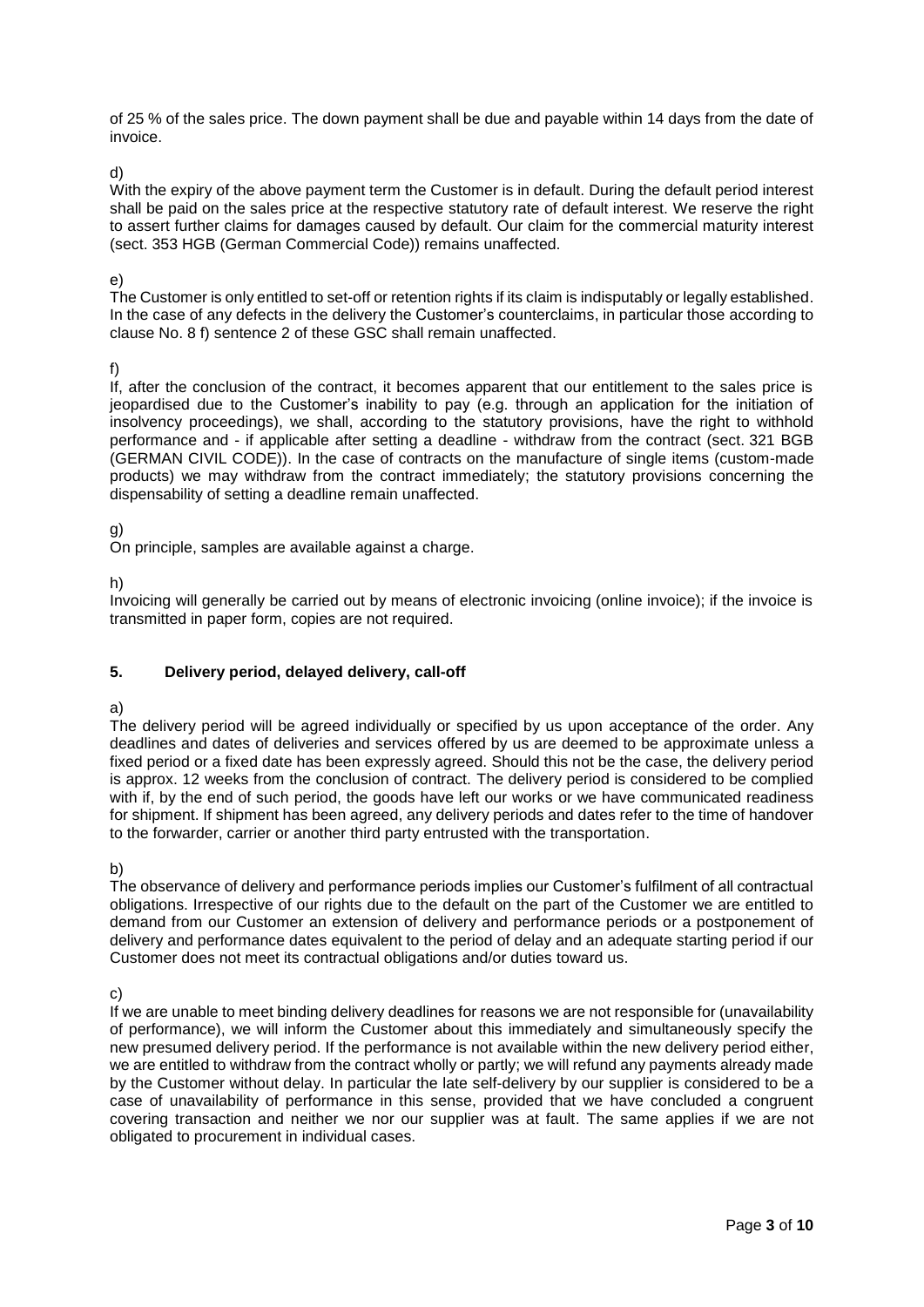of 25 % of the sales price. The down payment shall be due and payable within 14 days from the date of invoice.

d)

With the expiry of the above payment term the Customer is in default. During the default period interest shall be paid on the sales price at the respective statutory rate of default interest. We reserve the right to assert further claims for damages caused by default. Our claim for the commercial maturity interest (sect. 353 HGB (German Commercial Code)) remains unaffected.

e)

The Customer is only entitled to set-off or retention rights if its claim is indisputably or legally established. In the case of any defects in the delivery the Customer's counterclaims, in particular those according to clause No. 8 f) sentence 2 of these GSC shall remain unaffected.

f)

If, after the conclusion of the contract, it becomes apparent that our entitlement to the sales price is jeopardised due to the Customer's inability to pay (e.g. through an application for the initiation of insolvency proceedings), we shall, according to the statutory provisions, have the right to withhold performance and - if applicable after setting a deadline - withdraw from the contract (sect. 321 BGB (GERMAN CIVIL CODE)). In the case of contracts on the manufacture of single items (custom-made products) we may withdraw from the contract immediately; the statutory provisions concerning the dispensability of setting a deadline remain unaffected.

g)

On principle, samples are available against a charge.

h)

Invoicing will generally be carried out by means of electronic invoicing (online invoice); if the invoice is transmitted in paper form, copies are not required.

## 5. Delivery period, delayed delivery, call-off

a)

The delivery period will be agreed individually or specified by us upon acceptance of the order. Any deadlines and dates of deliveries and services offered by us are deemed to be approximate unless a fixed period or a fixed date has been expressly agreed. Should this not be the case, the delivery period is approx. 12 weeks from the conclusion of contract. The delivery period is considered to be complied with if, by the end of such period, the goods have left our works or we have communicated readiness for shipment. If shipment has been agreed, any delivery periods and dates refer to the time of handover to the forwarder, carrier or another third party entrusted with the transportation.

b)

The observance of delivery and performance periods implies our Customer's fulfilment of all contractual obligations. Irrespective of our rights due to the default on the part of the Customer we are entitled to demand from our Customer an extension of delivery and performance periods or a postponement of delivery and performance dates equivalent to the period of delay and an adequate starting period if our Customer does not meet its contractual obligations and/or duties toward us.

c)

If we are unable to meet binding delivery deadlines for reasons we are not responsible for (unavailability of performance), we will inform the Customer about this immediately and simultaneously specify the new presumed delivery period. If the performance is not available within the new delivery period either, we are entitled to withdraw from the contract wholly or partly; we will refund any payments already made by the Customer without delay. In particular the late self-delivery by our supplier is considered to be a case of unavailability of performance in this sense, provided that we have concluded a congruent covering transaction and neither we nor our supplier was at fault. The same applies if we are not obligated to procurement in individual cases.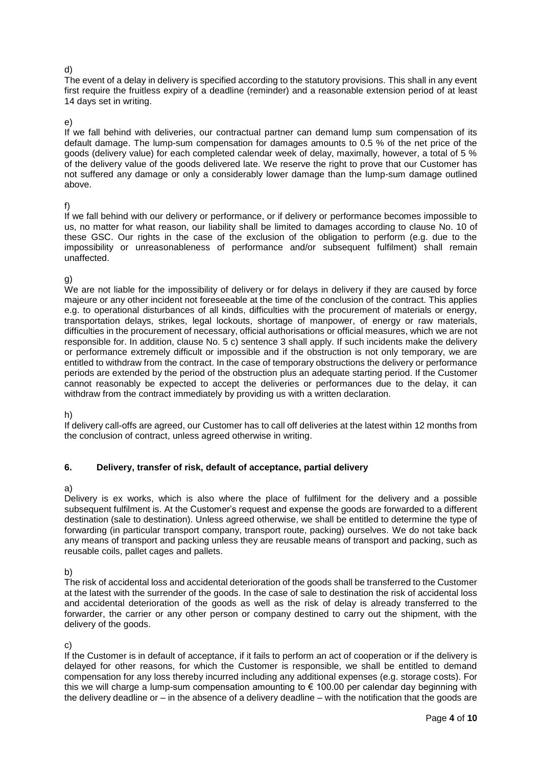d)

The event of a delay in delivery is specified according to the statutory provisions. This shall in any event first require the fruitless expiry of a deadline (reminder) and a reasonable extension period of at least 14 days set in writing.

e)

If we fall behind with deliveries, our contractual partner can demand lump sum compensation of its default damage. The lump-sum compensation for damages amounts to 0.5 % of the net price of the goods (delivery value) for each completed calendar week of delay, maximally, however, a total of 5 % of the delivery value of the goods delivered late. We reserve the right to prove that our Customer has not suffered any damage or only a considerably lower damage than the lump-sum damage outlined above.

f)

If we fall behind with our delivery or performance, or if delivery or performance becomes impossible to us, no matter for what reason, our liability shall be limited to damages according to clause No. 10 of these GSC. Our rights in the case of the exclusion of the obligation to perform (e.g. due to the impossibility or unreasonableness of performance and/or subsequent fulfilment) shall remain unaffected.

g)

We are not liable for the impossibility of delivery or for delays in delivery if they are caused by force majeure or any other incident not foreseeable at the time of the conclusion of the contract. This applies e.g. to operational disturbances of all kinds, difficulties with the procurement of materials or energy, transportation delays, strikes, legal lockouts, shortage of manpower, of energy or raw materials, difficulties in the procurement of necessary, official authorisations or official measures, which we are not responsible for. In addition, clause No. 5 c) sentence 3 shall apply. If such incidents make the delivery or performance extremely difficult or impossible and if the obstruction is not only temporary, we are entitled to withdraw from the contract. In the case of temporary obstructions the delivery or performance periods are extended by the period of the obstruction plus an adequate starting period. If the Customer cannot reasonably be expected to accept the deliveries or performances due to the delay, it can withdraw from the contract immediately by providing us with a written declaration.

h)

If delivery call-offs are agreed, our Customer has to call off deliveries at the latest within 12 months from the conclusion of contract, unless agreed otherwise in writing.

## 6. Delivery, transfer of risk, default of acceptance, partial delivery

a)

Delivery is ex works, which is also where the place of fulfilment for the delivery and a possible subsequent fulfilment is. At the Customer's request and expense the goods are forwarded to a different destination (sale to destination). Unless agreed otherwise, we shall be entitled to determine the type of forwarding (in particular transport company, transport route, packing) ourselves. We do not take back any means of transport and packing unless they are reusable means of transport and packing, such as reusable coils, pallet cages and pallets.

b)

The risk of accidental loss and accidental deterioration of the goods shall be transferred to the Customer at the latest with the surrender of the goods. In the case of sale to destination the risk of accidental loss and accidental deterioration of the goods as well as the risk of delay is already transferred to the forwarder, the carrier or any other person or company destined to carry out the shipment, with the delivery of the goods.

c)

If the Customer is in default of acceptance, if it fails to perform an act of cooperation or if the delivery is delayed for other reasons, for which the Customer is responsible, we shall be entitled to demand compensation for any loss thereby incurred including any additional expenses (e.g. storage costs). For this we will charge a lump-sum compensation amounting to € 100.00 per calendar day beginning with the delivery deadline or – in the absence of a delivery deadline – with the notification that the goods are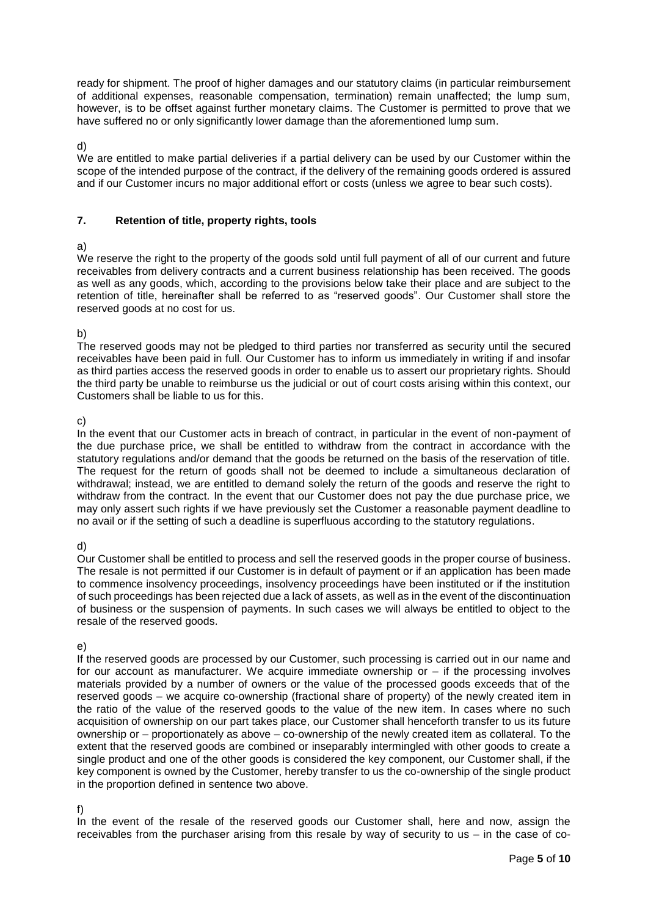ready for shipment. The proof of higher damages and our statutory claims (in particular reimbursement of additional expenses, reasonable compensation, termination) remain unaffected; the lump sum, however, is to be offset against further monetary claims. The Customer is permitted to prove that we have suffered no or only significantly lower damage than the aforementioned lump sum.

d)

We are entitled to make partial deliveries if a partial delivery can be used by our Customer within the scope of the intended purpose of the contract, if the delivery of the remaining goods ordered is assured and if our Customer incurs no major additional effort or costs (unless we agree to bear such costs).

## 7. Retention of title, property rights, tools

a)

We reserve the right to the property of the goods sold until full payment of all of our current and future receivables from delivery contracts and a current business relationship has been received. The goods as well as any goods, which, according to the provisions below take their place and are subject to the retention of title, hereinafter shall be referred to as "reserved goods". Our Customer shall store the reserved goods at no cost for us.

b)

The reserved goods may not be pledged to third parties nor transferred as security until the secured receivables have been paid in full. Our Customer has to inform us immediately in writing if and insofar as third parties access the reserved goods in order to enable us to assert our proprietary rights. Should the third party be unable to reimburse us the judicial or out of court costs arising within this context, our Customers shall be liable to us for this.

c)

In the event that our Customer acts in breach of contract, in particular in the event of non-payment of the due purchase price, we shall be entitled to withdraw from the contract in accordance with the statutory regulations and/or demand that the goods be returned on the basis of the reservation of title. The request for the return of goods shall not be deemed to include a simultaneous declaration of withdrawal; instead, we are entitled to demand solely the return of the goods and reserve the right to withdraw from the contract. In the event that our Customer does not pay the due purchase price, we may only assert such rights if we have previously set the Customer a reasonable payment deadline to no avail or if the setting of such a deadline is superfluous according to the statutory regulations.

d)

Our Customer shall be entitled to process and sell the reserved goods in the proper course of business. The resale is not permitted if our Customer is in default of payment or if an application has been made to commence insolvency proceedings, insolvency proceedings have been instituted or if the institution of such proceedings has been rejected due a lack of assets, as well as in the event of the discontinuation of business or the suspension of payments. In such cases we will always be entitled to object to the resale of the reserved goods.

e)

If the reserved goods are processed by our Customer, such processing is carried out in our name and for our account as manufacturer. We acquire immediate ownership or – if the processing involves materials provided by a number of owners or the value of the processed goods exceeds that of the reserved goods – we acquire co-ownership (fractional share of property) of the newly created item in the ratio of the value of the reserved goods to the value of the new item. In cases where no such acquisition of ownership on our part takes place, our Customer shall henceforth transfer to us its future ownership or – proportionately as above – co-ownership of the newly created item as collateral. To the extent that the reserved goods are combined or inseparably intermingled with other goods to create a single product and one of the other goods is considered the key component, our Customer shall, if the key component is owned by the Customer, hereby transfer to us the co-ownership of the single product in the proportion defined in sentence two above.

f)

In the event of the resale of the reserved goods our Customer shall, here and now, assign the receivables from the purchaser arising from this resale by way of security to us – in the case of co-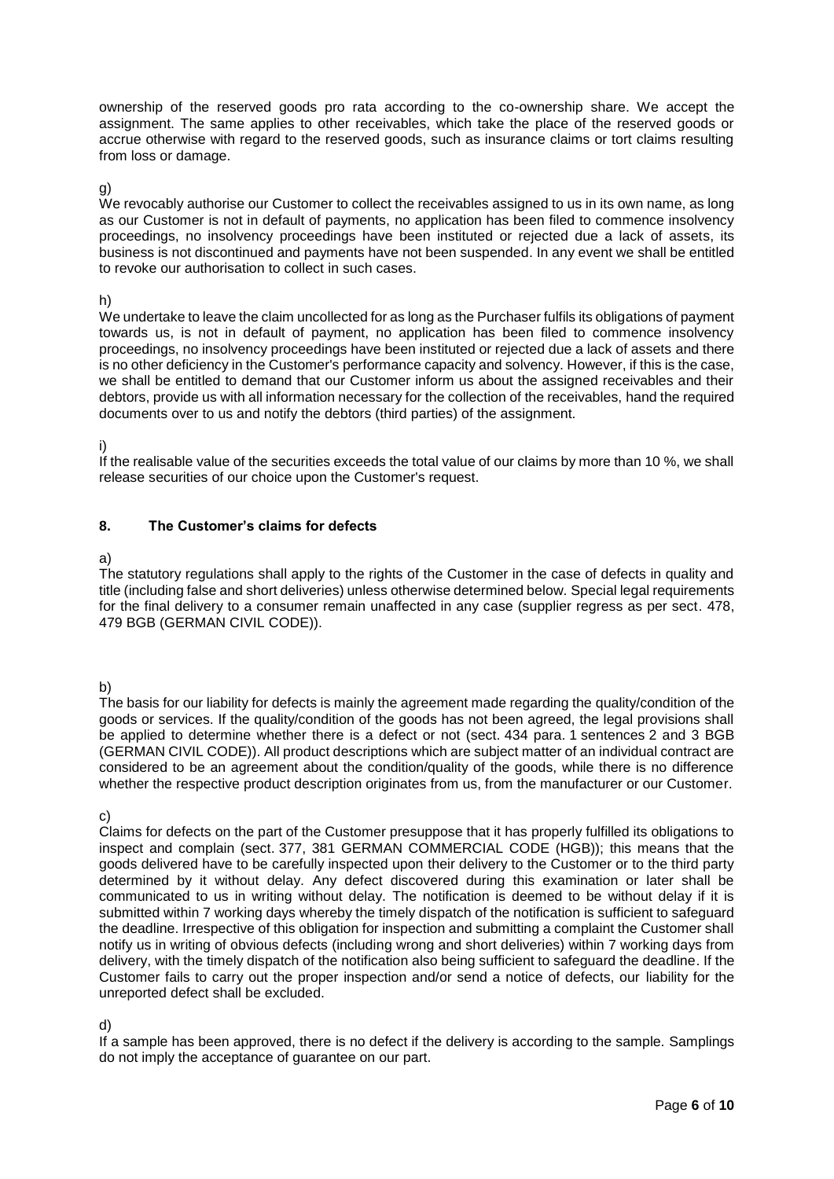ownership of the reserved goods pro rata according to the co-ownership share. We accept the assignment. The same applies to other receivables, which take the place of the reserved goods or accrue otherwise with regard to the reserved goods, such as insurance claims or tort claims resulting from loss or damage.

g)
We revocably authorise our Customer to collect the receivables assigned to us in its own name, as long as our Customer is not in default of payments, no application has been filed to commence insolvency proceedings, no insolvency proceedings have been instituted or rejected due a lack of assets, its business is not discontinued and payments have not been suspended. In any event we shall be entitled to revoke our authorisation to collect in such cases.

h)
We undertake to leave the claim uncollected for as long as the Purchaser fulfils its obligations of payment towards us, is not in default of payment, no application has been filed to commence insolvency proceedings, no insolvency proceedings have been instituted or rejected due a lack of assets and there is no other deficiency in the Customer's performance capacity and solvency. However, if this is the case, we shall be entitled to demand that our Customer inform us about the assigned receivables and their debtors, provide us with all information necessary for the collection of the receivables, hand the required documents over to us and notify the debtors (third parties) of the assignment.

i)
If the realisable value of the securities exceeds the total value of our claims by more than 10 %, we shall release securities of our choice upon the Customer's request.

## 8. The Customer's claims for defects

a)
The statutory regulations shall apply to the rights of the Customer in the case of defects in quality and title (including false and short deliveries) unless otherwise determined below. Special legal requirements for the final delivery to a consumer remain unaffected in any case (supplier regress as per sect. 478, 479 BGB (GERMAN CIVIL CODE)).

b)
The basis for our liability for defects is mainly the agreement made regarding the quality/condition of the goods or services. If the quality/condition of the goods has not been agreed, the legal provisions shall be applied to determine whether there is a defect or not (sect. 434 para. 1 sentences 2 and 3 BGB (GERMAN CIVIL CODE)). All product descriptions which are subject matter of an individual contract are considered to be an agreement about the condition/quality of the goods, while there is no difference whether the respective product description originates from us, from the manufacturer or our Customer.

c)
Claims for defects on the part of the Customer presuppose that it has properly fulfilled its obligations to inspect and complain (sect. 377, 381 GERMAN COMMERCIAL CODE (HGB)); this means that the goods delivered have to be carefully inspected upon their delivery to the Customer or to the third party determined by it without delay. Any defect discovered during this examination or later shall be communicated to us in writing without delay. The notification is deemed to be without delay if it is submitted within 7 working days whereby the timely dispatch of the notification is sufficient to safeguard the deadline. Irrespective of this obligation for inspection and submitting a complaint the Customer shall notify us in writing of obvious defects (including wrong and short deliveries) within 7 working days from delivery, with the timely dispatch of the notification also being sufficient to safeguard the deadline. If the Customer fails to carry out the proper inspection and/or send a notice of defects, our liability for the unreported defect shall be excluded.

d)
If a sample has been approved, there is no defect if the delivery is according to the sample. Samplings do not imply the acceptance of guarantee on our part.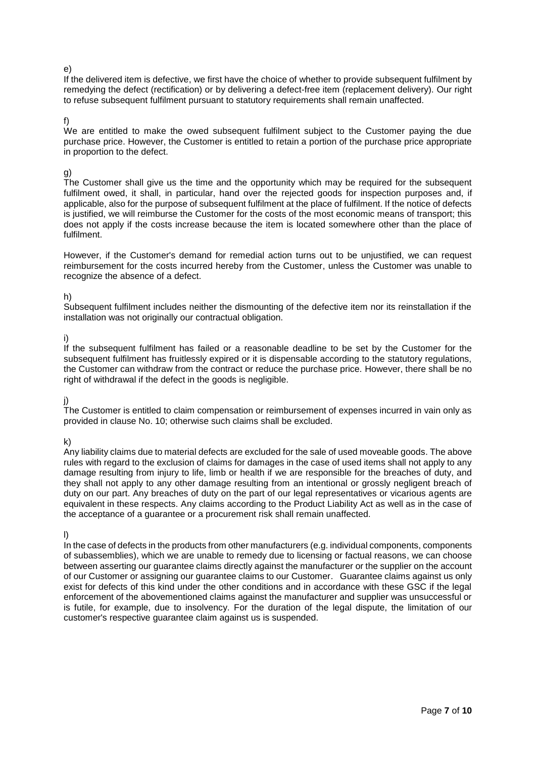e)
If the delivered item is defective, we first have the choice of whether to provide subsequent fulfilment by remedying the defect (rectification) or by delivering a defect-free item (replacement delivery). Our right to refuse subsequent fulfilment pursuant to statutory requirements shall remain unaffected.

f)
We are entitled to make the owed subsequent fulfilment subject to the Customer paying the due purchase price. However, the Customer is entitled to retain a portion of the purchase price appropriate in proportion to the defect.

g)
The Customer shall give us the time and the opportunity which may be required for the subsequent fulfilment owed, it shall, in particular, hand over the rejected goods for inspection purposes and, if applicable, also for the purpose of subsequent fulfilment at the place of fulfilment. If the notice of defects is justified, we will reimburse the Customer for the costs of the most economic means of transport; this does not apply if the costs increase because the item is located somewhere other than the place of fulfilment.

However, if the Customer's demand for remedial action turns out to be unjustified, we can request reimbursement for the costs incurred hereby from the Customer, unless the Customer was unable to recognize the absence of a defect.

h)
Subsequent fulfilment includes neither the dismounting of the defective item nor its reinstallation if the installation was not originally our contractual obligation.

i)
If the subsequent fulfilment has failed or a reasonable deadline to be set by the Customer for the subsequent fulfilment has fruitlessly expired or it is dispensable according to the statutory regulations, the Customer can withdraw from the contract or reduce the purchase price. However, there shall be no right of withdrawal if the defect in the goods is negligible.

j)
The Customer is entitled to claim compensation or reimbursement of expenses incurred in vain only as provided in clause No. 10; otherwise such claims shall be excluded.

k)
Any liability claims due to material defects are excluded for the sale of used moveable goods. The above rules with regard to the exclusion of claims for damages in the case of used items shall not apply to any damage resulting from injury to life, limb or health if we are responsible for the breaches of duty, and they shall not apply to any other damage resulting from an intentional or grossly negligent breach of duty on our part. Any breaches of duty on the part of our legal representatives or vicarious agents are equivalent in these respects. Any claims according to the Product Liability Act as well as in the case of the acceptance of a guarantee or a procurement risk shall remain unaffected.

l)
In the case of defects in the products from other manufacturers (e.g. individual components, components of subassemblies), which we are unable to remedy due to licensing or factual reasons, we can choose between asserting our guarantee claims directly against the manufacturer or the supplier on the account of our Customer or assigning our guarantee claims to our Customer. Guarantee claims against us only exist for defects of this kind under the other conditions and in accordance with these GSC if the legal enforcement of the abovementioned claims against the manufacturer and supplier was unsuccessful or is futile, for example, due to insolvency. For the duration of the legal dispute, the limitation of our customer's respective guarantee claim against us is suspended.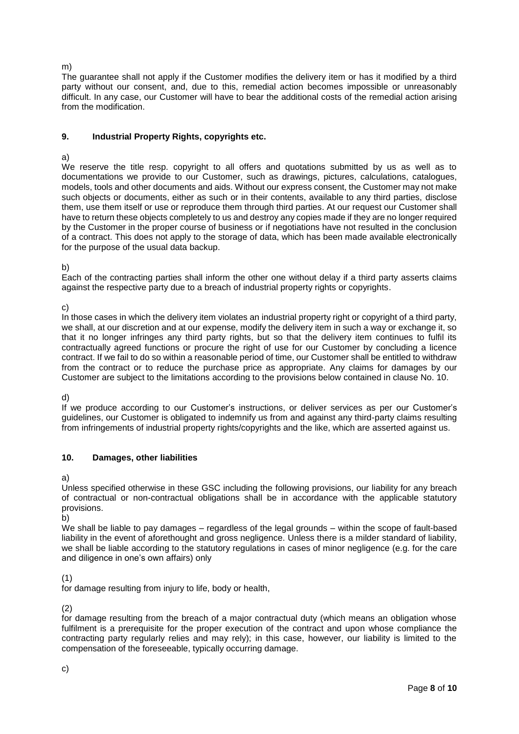m)

The guarantee shall not apply if the Customer modifies the delivery item or has it modified by a third party without our consent, and, due to this, remedial action becomes impossible or unreasonably difficult. In any case, our Customer will have to bear the additional costs of the remedial action arising from the modification.

## 9. Industrial Property Rights, copyrights etc.

a)

We reserve the title resp. copyright to all offers and quotations submitted by us as well as to documentations we provide to our Customer, such as drawings, pictures, calculations, catalogues, models, tools and other documents and aids. Without our express consent, the Customer may not make such objects or documents, either as such or in their contents, available to any third parties, disclose them, use them itself or use or reproduce them through third parties. At our request our Customer shall have to return these objects completely to us and destroy any copies made if they are no longer required by the Customer in the proper course of business or if negotiations have not resulted in the conclusion of a contract. This does not apply to the storage of data, which has been made available electronically for the purpose of the usual data backup.

b)

Each of the contracting parties shall inform the other one without delay if a third party asserts claims against the respective party due to a breach of industrial property rights or copyrights.

c)

In those cases in which the delivery item violates an industrial property right or copyright of a third party, we shall, at our discretion and at our expense, modify the delivery item in such a way or exchange it, so that it no longer infringes any third party rights, but so that the delivery item continues to fulfil its contractually agreed functions or procure the right of use for our Customer by concluding a licence contract. If we fail to do so within a reasonable period of time, our Customer shall be entitled to withdraw from the contract or to reduce the purchase price as appropriate. Any claims for damages by our Customer are subject to the limitations according to the provisions below contained in clause No. 10.

d)

If we produce according to our Customer's instructions, or deliver services as per our Customer's guidelines, our Customer is obligated to indemnify us from and against any third-party claims resulting from infringements of industrial property rights/copyrights and the like, which are asserted against us.

## 10. Damages, other liabilities

a)

Unless specified otherwise in these GSC including the following provisions, our liability for any breach of contractual or non-contractual obligations shall be in accordance with the applicable statutory provisions.

b)

We shall be liable to pay damages – regardless of the legal grounds – within the scope of fault-based liability in the event of aforethought and gross negligence. Unless there is a milder standard of liability, we shall be liable according to the statutory regulations in cases of minor negligence (e.g. for the care and diligence in one's own affairs) only

(1)

for damage resulting from injury to life, body or health,

(2)

for damage resulting from the breach of a major contractual duty (which means an obligation whose fulfilment is a prerequisite for the proper execution of the contract and upon whose compliance the contracting party regularly relies and may rely); in this case, however, our liability is limited to the compensation of the foreseeable, typically occurring damage.

c)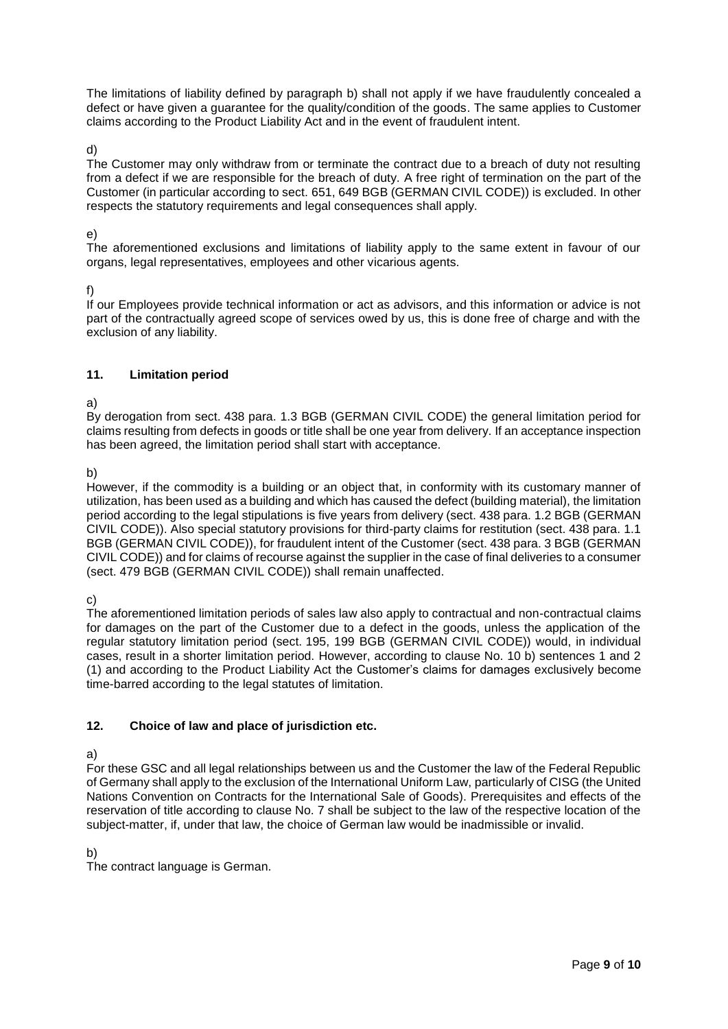The limitations of liability defined by paragraph b) shall not apply if we have fraudulently concealed a defect or have given a guarantee for the quality/condition of the goods. The same applies to Customer claims according to the Product Liability Act and in the event of fraudulent intent.

d)
The Customer may only withdraw from or terminate the contract due to a breach of duty not resulting from a defect if we are responsible for the breach of duty. A free right of termination on the part of the Customer (in particular according to sect. 651, 649 BGB (GERMAN CIVIL CODE)) is excluded. In other respects the statutory requirements and legal consequences shall apply.

e)
The aforementioned exclusions and limitations of liability apply to the same extent in favour of our organs, legal representatives, employees and other vicarious agents.

f)
If our Employees provide technical information or act as advisors, and this information or advice is not part of the contractually agreed scope of services owed by us, this is done free of charge and with the exclusion of any liability.

## 11. Limitation period

a)
By derogation from sect. 438 para. 1.3 BGB (GERMAN CIVIL CODE) the general limitation period for claims resulting from defects in goods or title shall be one year from delivery. If an acceptance inspection has been agreed, the limitation period shall start with acceptance.

b)
However, if the commodity is a building or an object that, in conformity with its customary manner of utilization, has been used as a building and which has caused the defect (building material), the limitation period according to the legal stipulations is five years from delivery (sect. 438 para. 1.2 BGB (GERMAN CIVIL CODE)). Also special statutory provisions for third-party claims for restitution (sect. 438 para. 1.1 BGB (GERMAN CIVIL CODE)), for fraudulent intent of the Customer (sect. 438 para. 3 BGB (GERMAN CIVIL CODE)) and for claims of recourse against the supplier in the case of final deliveries to a consumer (sect. 479 BGB (GERMAN CIVIL CODE)) shall remain unaffected.

c)
The aforementioned limitation periods of sales law also apply to contractual and non-contractual claims for damages on the part of the Customer due to a defect in the goods, unless the application of the regular statutory limitation period (sect. 195, 199 BGB (GERMAN CIVIL CODE)) would, in individual cases, result in a shorter limitation period. However, according to clause No. 10 b) sentences 1 and 2 (1) and according to the Product Liability Act the Customer's claims for damages exclusively become time-barred according to the legal statutes of limitation.

## 12. Choice of law and place of jurisdiction etc.

a)
For these GSC and all legal relationships between us and the Customer the law of the Federal Republic of Germany shall apply to the exclusion of the International Uniform Law, particularly of CISG (the United Nations Convention on Contracts for the International Sale of Goods). Prerequisites and effects of the reservation of title according to clause No. 7 shall be subject to the law of the respective location of the subject-matter, if, under that law, the choice of German law would be inadmissible or invalid.

b)
The contract language is German.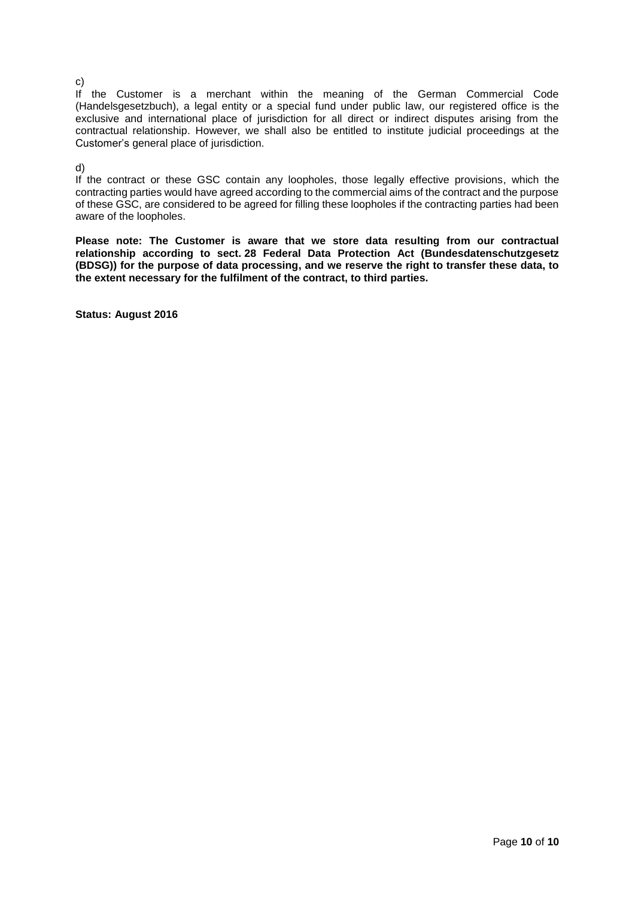c)
If the Customer is a merchant within the meaning of the German Commercial Code (Handelsgesetzbuch), a legal entity or a special fund under public law, our registered office is the exclusive and international place of jurisdiction for all direct or indirect disputes arising from the contractual relationship. However, we shall also be entitled to institute judicial proceedings at the Customer's general place of jurisdiction.

d)
If the contract or these GSC contain any loopholes, those legally effective provisions, which the contracting parties would have agreed according to the commercial aims of the contract and the purpose of these GSC, are considered to be agreed for filling these loopholes if the contracting parties had been aware of the loopholes.

**Please note: The Customer is aware that we store data resulting from our contractual relationship according to sect. 28 Federal Data Protection Act (Bundesdatenschutzgesetz (BDSG)) for the purpose of data processing, and we reserve the right to transfer these data, to the extent necessary for the fulfilment of the contract, to third parties.**

**Status: August 2016**